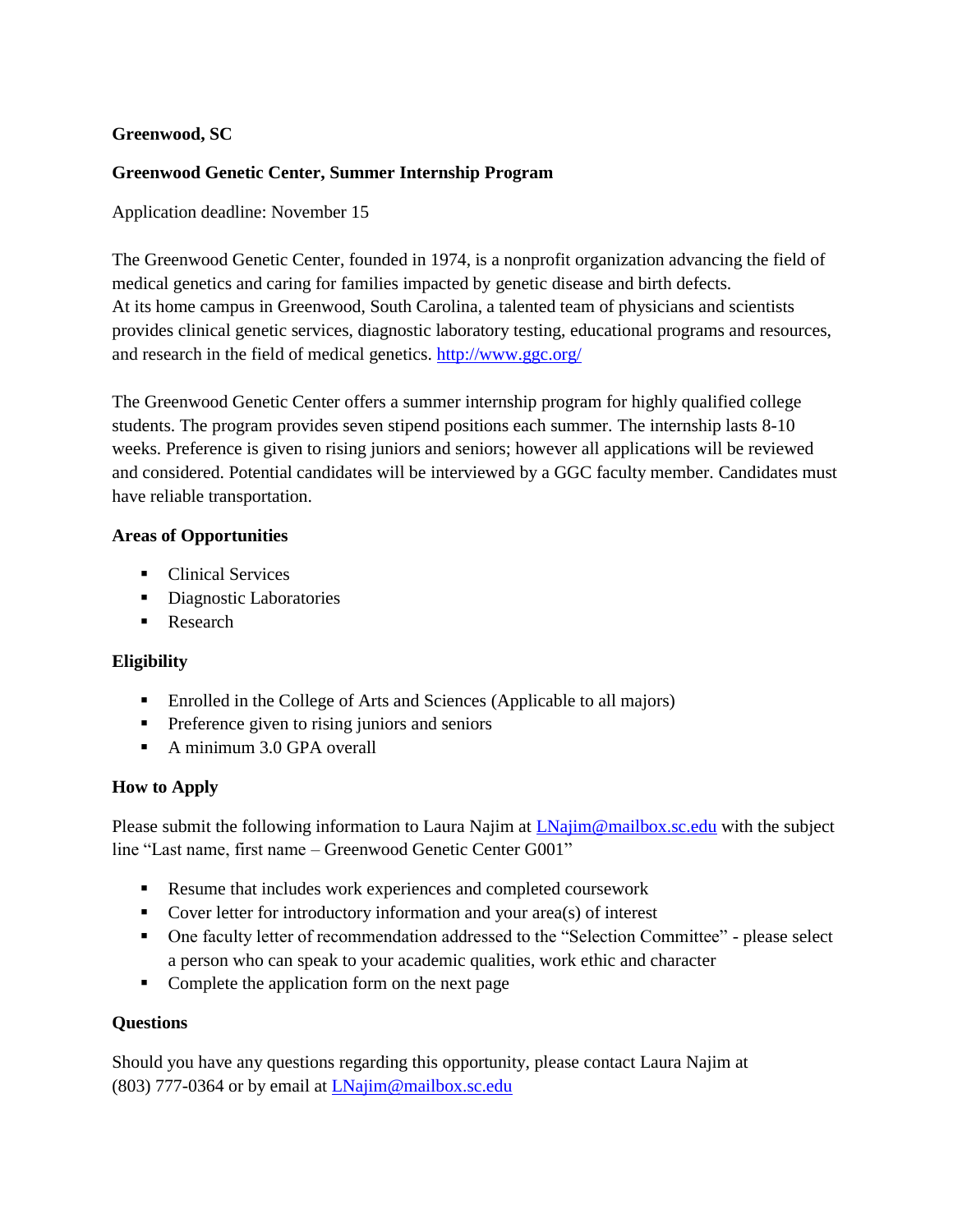**Greenwood, SC**

**Greenwood Genetic Center, Summer Internship Program**

Application deadline: November 15

The Greenwood Genetic Center, founded in 1974, is a nonprofit organization advancing the field of medical genetics and caring for families impacted by genetic disease and birth defects. At its home campus in Greenwood, South Carolina, a talented team of physicians and scientists provides clinical genetic services, diagnostic laboratory testing, educational programs and resources, and research in the field of medical genetics. http://www.ggc.org/

The Greenwood Genetic Center offers a summer internship program for highly qualified college students. The program provides seven stipend positions each summer. The internship lasts 8-10 weeks. Preference is given to rising juniors and seniors; however all applications will be reviewed and considered. Potential candidates will be interviewed by a GGC faculty member. Candidates must have reliable transportation.

**Areas of Opportunities**

- Clinical Services
- Diagnostic Laboratories
- Research

**Eligibility**

- Enrolled in the College of Arts and Sciences (Applicable to all majors)
- Preference given to rising juniors and seniors
- A minimum 3.0 GPA overall

**How to Apply**

Please submit the following information to Laura Najim at LNajim@mailbox.sc.edu with the subject line "Last name, first name – Greenwood Genetic Center G001"

- Resume that includes work experiences and completed coursework
- Cover letter for introductory information and your area(s) of interest
- One faculty letter of recommendation addressed to the "Selection Committee" - please select a person who can speak to your academic qualities, work ethic and character
- Complete the application form on the next page

**Questions**

Should you have any questions regarding this opportunity, please contact Laura Najim at (803) 777-0364 or by email at LNajim@mailbox.sc.edu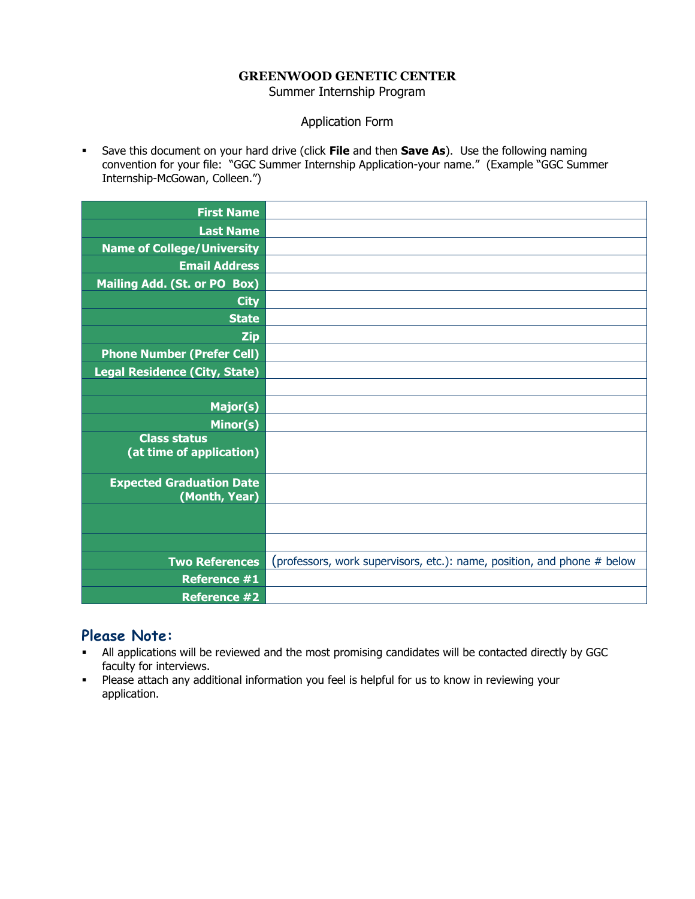**GREENWOOD GENETIC CENTER**

Summer Internship Program

Application Form

- Save this document on your hard drive (click **File** and then **Save As**). Use the following naming convention for your file: "GGC Summer Internship Application-your name." (Example "GGC Summer Internship-McGowan, Colleen.")

| | |
|---|---|
| **First Name** | |
| **Last Name** | |
| **Name of College/University** | |
| **Email Address** | |
| **Mailing Add. (St. or PO Box)** | |
| **City** | |
| **State** | |
| **Zip** | |
| **Phone Number (Prefer Cell)** | |
| **Legal Residence (City, State)** | |
| | |
| **Major(s)** | |
| **Minor(s)** | |
| **Class status (at time of application)** | |
| **Expected Graduation Date (Month, Year)** | |
| | |
| | |
| **Two References** | (professors, work supervisors, etc.): name, position, and phone # below |
| **Reference #1** | |
| **Reference #2** | |

## Please Note:

- All applications will be reviewed and the most promising candidates will be contacted directly by GGC faculty for interviews.
- Please attach any additional information you feel is helpful for us to know in reviewing your application.